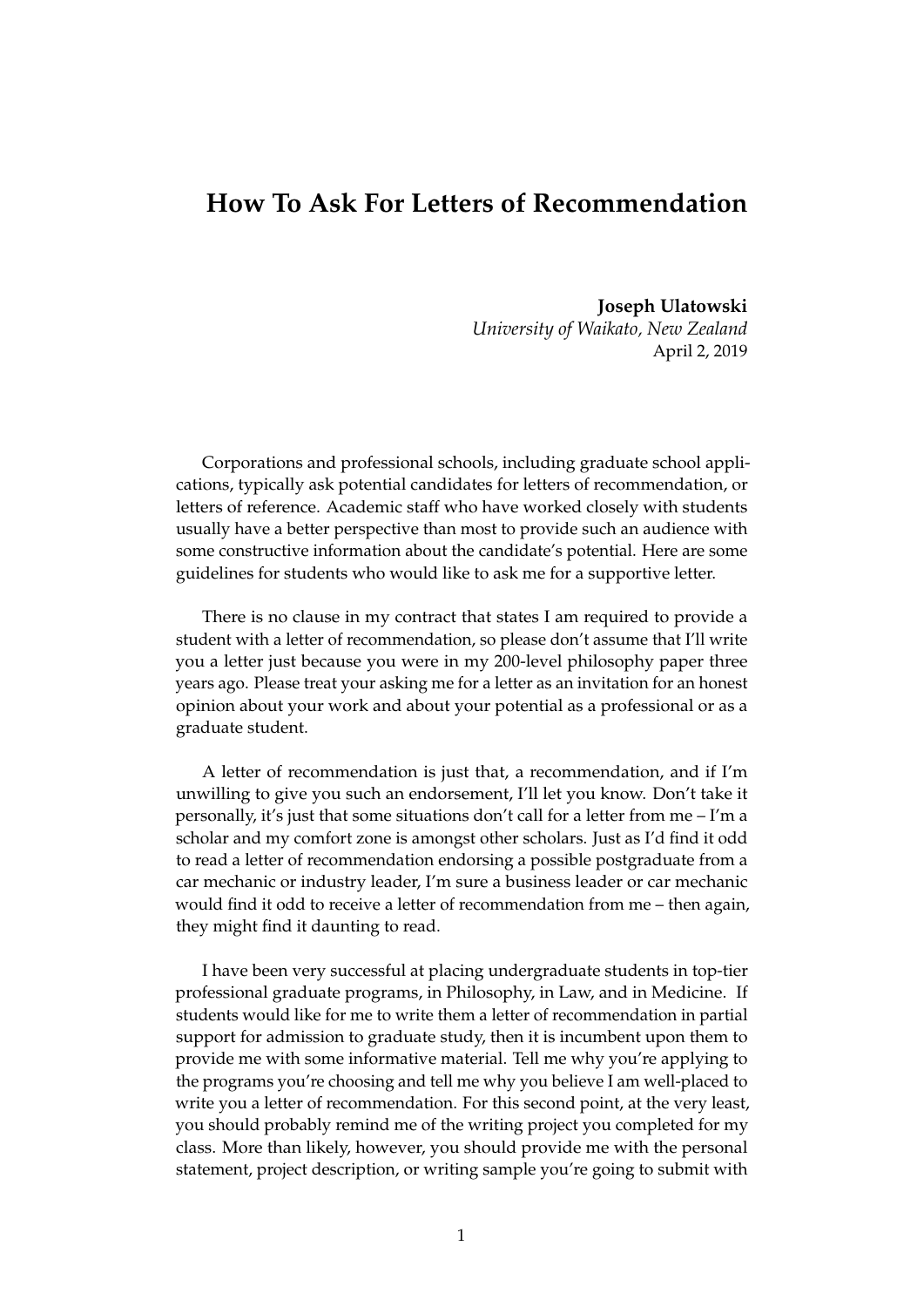# How To Ask For Letters of Recommendation

**Joseph Ulatowski**
*University of Waikato, New Zealand*
April 2, 2019

Corporations and professional schools, including graduate school applications, typically ask potential candidates for letters of recommendation, or letters of reference. Academic staff who have worked closely with students usually have a better perspective than most to provide such an audience with some constructive information about the candidate's potential. Here are some guidelines for students who would like to ask me for a supportive letter.

There is no clause in my contract that states I am required to provide a student with a letter of recommendation, so please don't assume that I'll write you a letter just because you were in my 200-level philosophy paper three years ago. Please treat your asking me for a letter as an invitation for an honest opinion about your work and about your potential as a professional or as a graduate student.

A letter of recommendation is just that, a recommendation, and if I'm unwilling to give you such an endorsement, I'll let you know. Don't take it personally, it's just that some situations don't call for a letter from me – I'm a scholar and my comfort zone is amongst other scholars. Just as I'd find it odd to read a letter of recommendation endorsing a possible postgraduate from a car mechanic or industry leader, I'm sure a business leader or car mechanic would find it odd to receive a letter of recommendation from me – then again, they might find it daunting to read.

I have been very successful at placing undergraduate students in top-tier professional graduate programs, in Philosophy, in Law, and in Medicine. If students would like for me to write them a letter of recommendation in partial support for admission to graduate study, then it is incumbent upon them to provide me with some informative material. Tell me why you're applying to the programs you're choosing and tell me why you believe I am well-placed to write you a letter of recommendation. For this second point, at the very least, you should probably remind me of the writing project you completed for my class. More than likely, however, you should provide me with the personal statement, project description, or writing sample you're going to submit with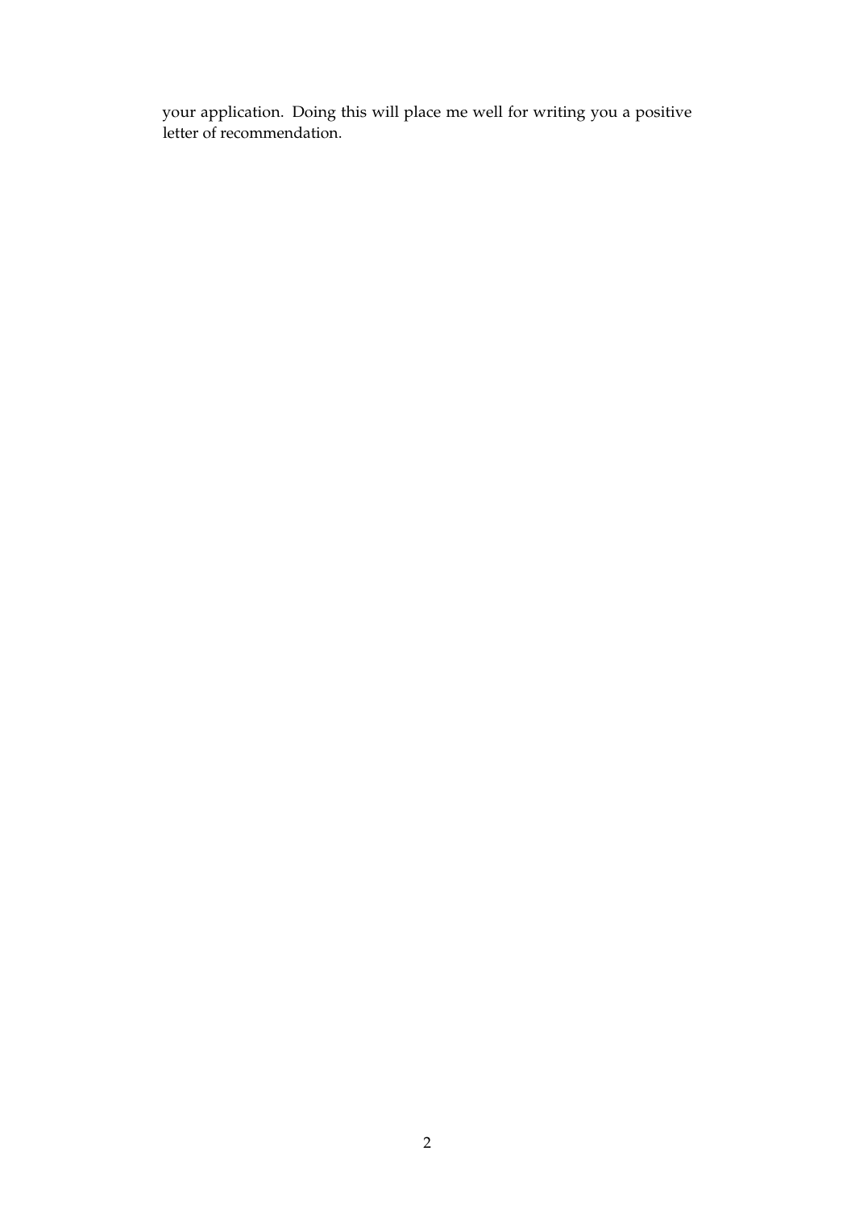your application. Doing this will place me well for writing you a positive letter of recommendation.